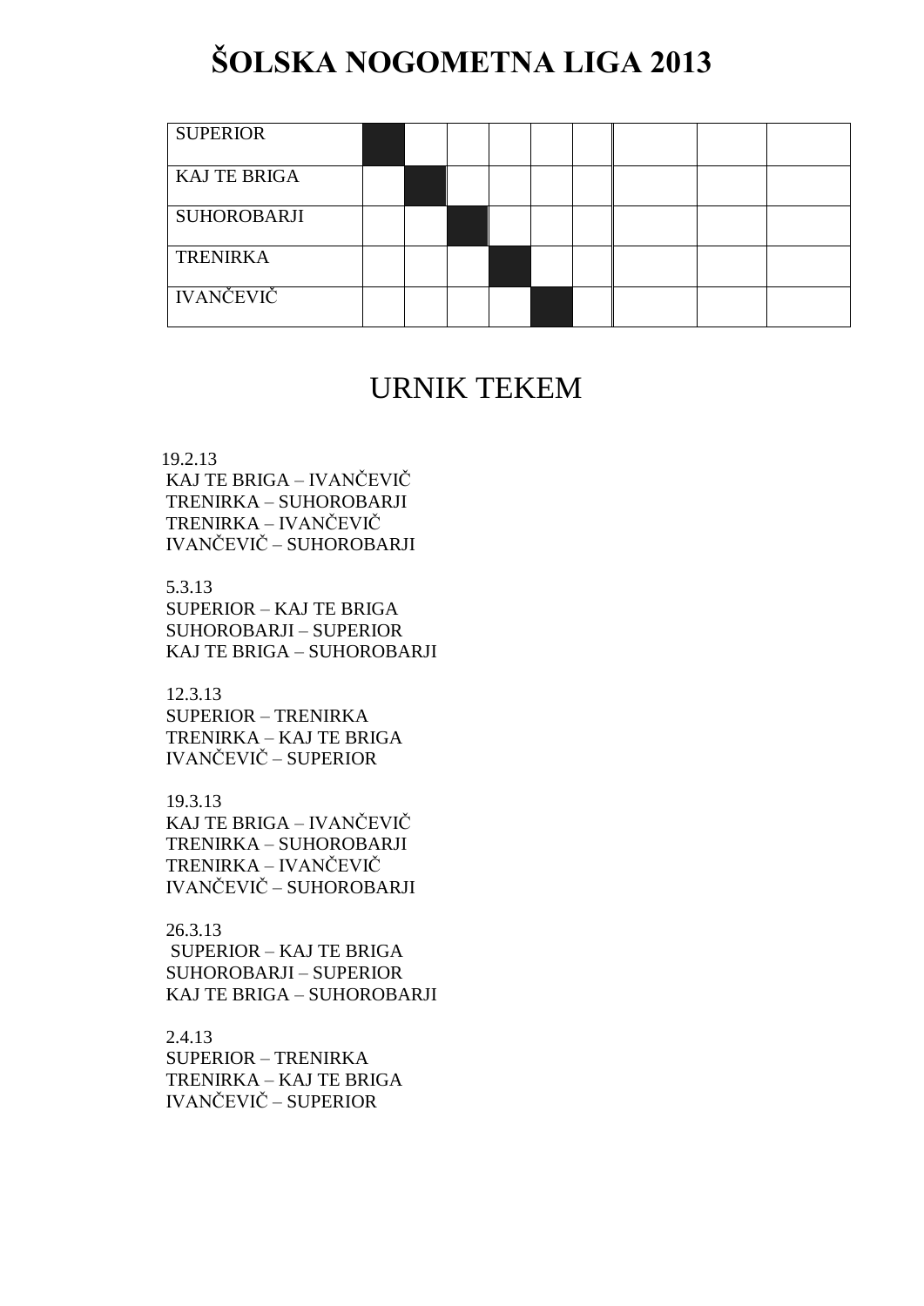# ŠOLSKA NOGOMETNA LIGA 2013

| | | | | | | | | | |
|---|---|---|---|---|---|---|---|---|---|
| SUPERIOR | ■ | | | | | | | | |
| KAJ TE BRIGA | | ■ | | | | | | | |
| SUHOROBARJI | | | ■ | | | | | | |
| TRENIRKA | | | | ■ | | | | | |
| IVANČEVIČ | | | | | ■ | | | | |

## URNIK TEKEM

19.2.13
KAJ TE BRIGA – IVANČEVIČ
TRENIRKA – SUHOROBARJI
TRENIRKA – IVANČEVIČ
IVANČEVIČ – SUHOROBARJI

5.3.13
SUPERIOR – KAJ TE BRIGA
SUHOROBARJI – SUPERIOR
KAJ TE BRIGA – SUHOROBARJI

12.3.13
SUPERIOR – TRENIRKA
TRENIRKA – KAJ TE BRIGA
IVANČEVIČ – SUPERIOR

19.3.13
KAJ TE BRIGA – IVANČEVIČ
TRENIRKA – SUHOROBARJI
TRENIRKA – IVANČEVIČ
IVANČEVIČ – SUHOROBARJI

26.3.13
SUPERIOR – KAJ TE BRIGA
SUHOROBARJI – SUPERIOR
KAJ TE BRIGA – SUHOROBARJI

2.4.13
SUPERIOR – TRENIRKA
TRENIRKA – KAJ TE BRIGA
IVANČEVIČ – SUPERIOR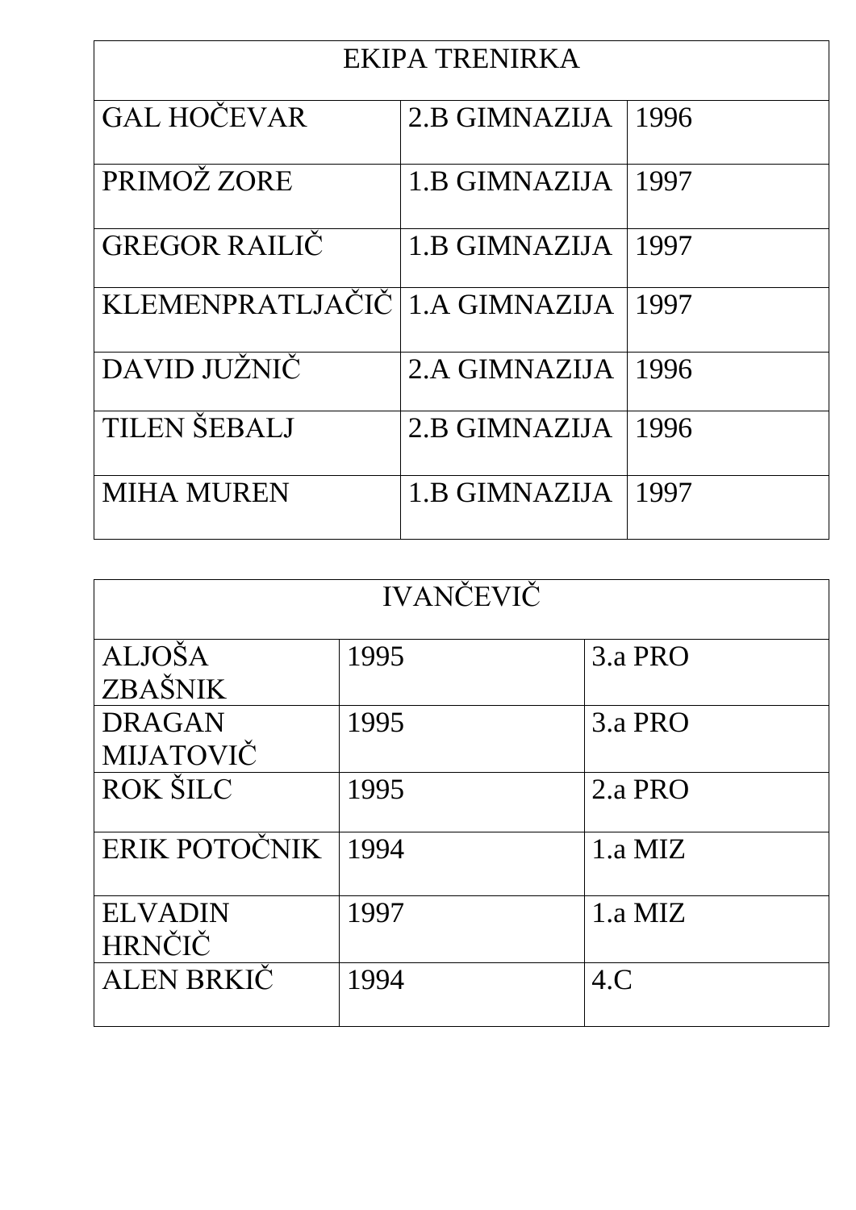| EKIPA TRENIRKA | | |
|---|---|---|
| GAL HOČEVAR | 2.B GIMNAZIJA | 1996 |
| PRIMOŽ ZORE | 1.B GIMNAZIJA | 1997 |
| GREGOR RAILIČ | 1.B GIMNAZIJA | 1997 |
| KLEMENPRATLJAČIČ | 1.A GIMNAZIJA | 1997 |
| DAVID JUŽNIČ | 2.A GIMNAZIJA | 1996 |
| TILEN ŠEBALJ | 2.B GIMNAZIJA | 1996 |
| MIHA MUREN | 1.B GIMNAZIJA | 1997 |

| IVANČEVIČ | | |
|---|---|---|
| ALJOŠA ZBAŠNIK | 1995 | 3.a PRO |
| DRAGAN MIJATOVIČ | 1995 | 3.a PRO |
| ROK ŠILC | 1995 | 2.a PRO |
| ERIK POTOČNIK | 1994 | 1.a MIZ |
| ELVADIN HRNČIČ | 1997 | 1.a MIZ |
| ALEN BRKIČ | 1994 | 4.C |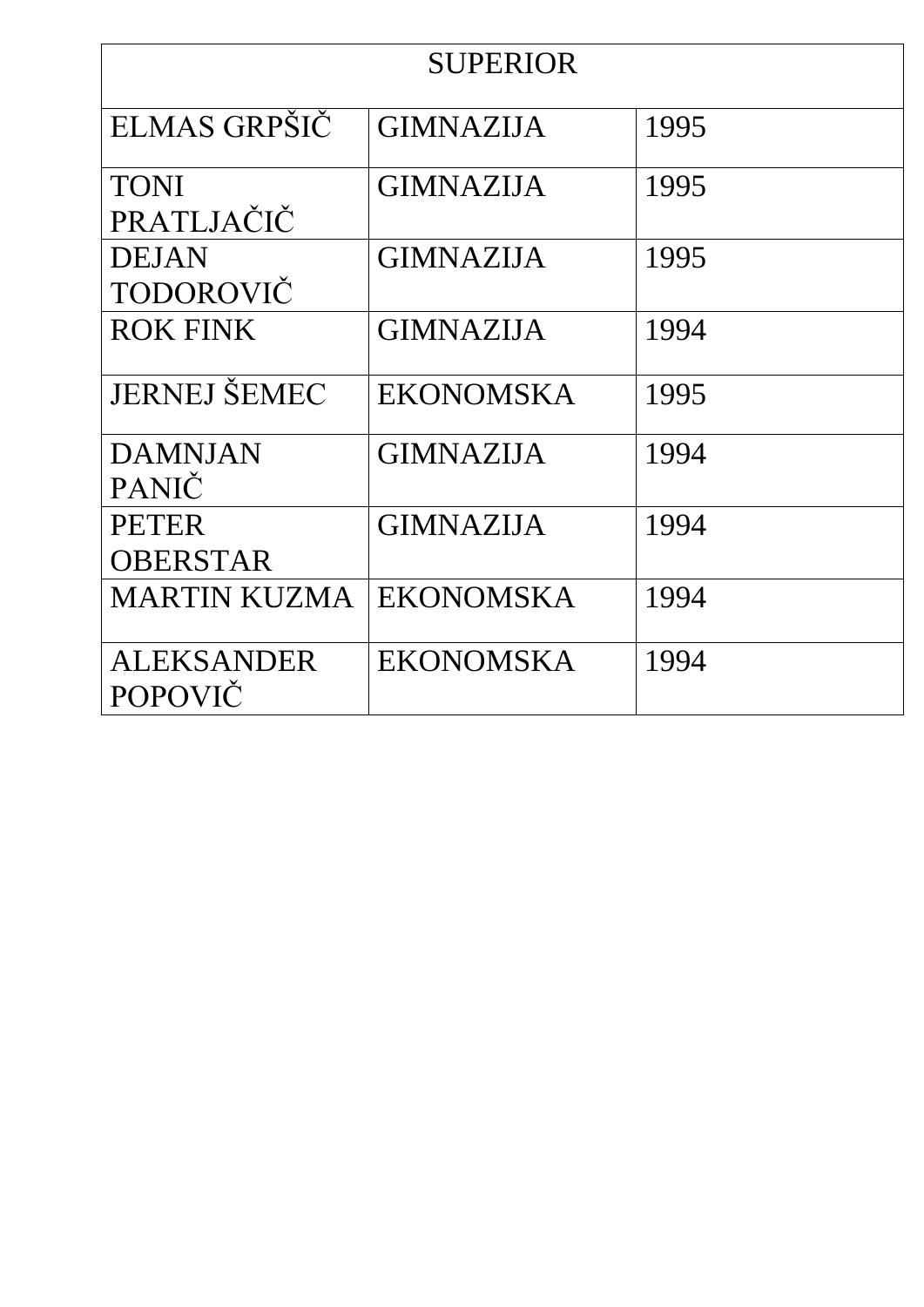| SUPERIOR | | |
|---|---|---|
| ELMAS GRPŠIČ | GIMNAZIJA | 1995 |
| TONI PRATLJAČIČ | GIMNAZIJA | 1995 |
| DEJAN TODOROVIČ | GIMNAZIJA | 1995 |
| ROK FINK | GIMNAZIJA | 1994 |
| JERNEJ ŠEMEC | EKONOMSKA | 1995 |
| DAMNJAN PANIČ | GIMNAZIJA | 1994 |
| PETER OBERSTAR | GIMNAZIJA | 1994 |
| MARTIN KUZMA | EKONOMSKA | 1994 |
| ALEKSANDER POPOVIČ | EKONOMSKA | 1994 |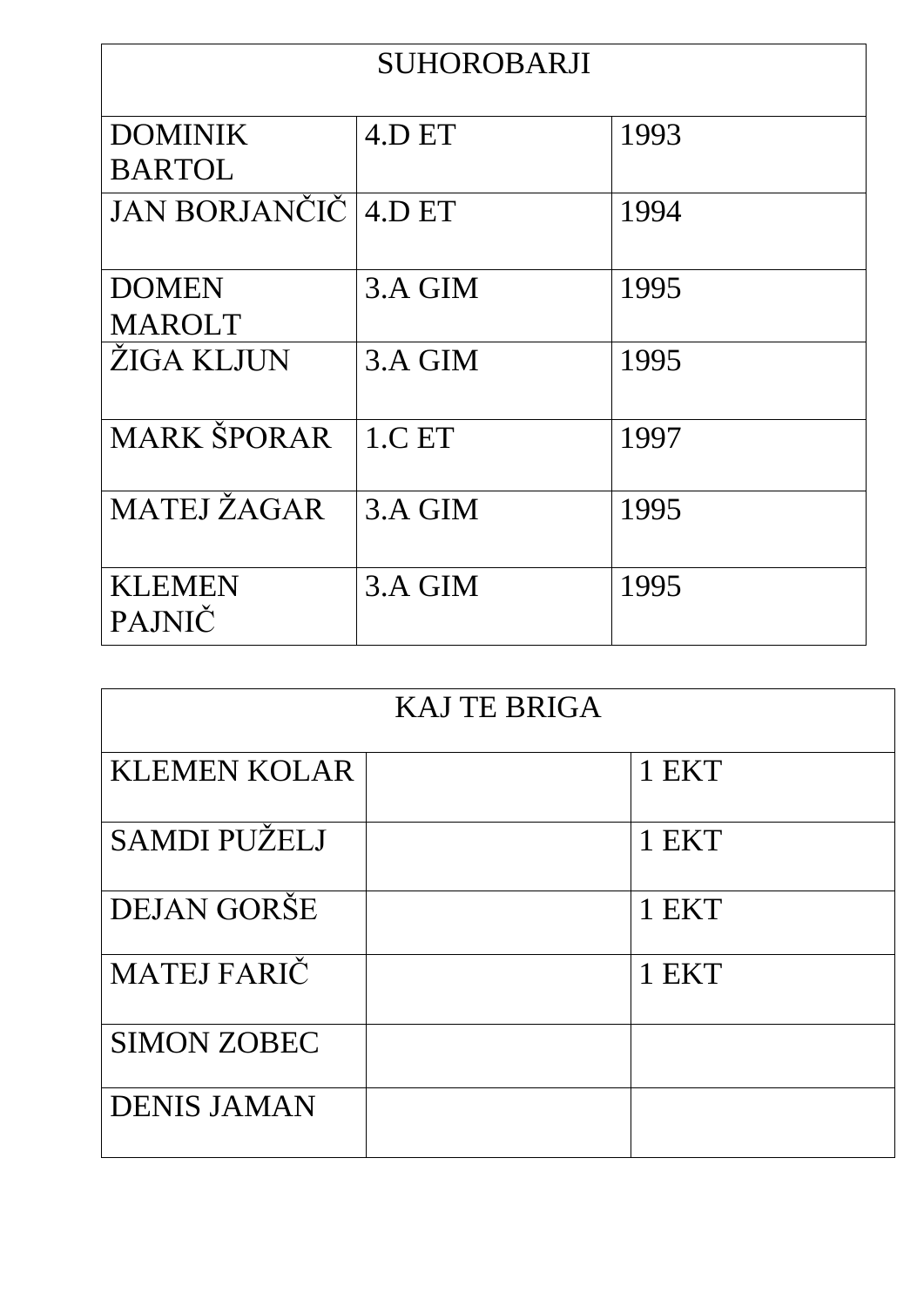| SUHOROBARJI | | |
|---|---|---|
| DOMINIK BARTOL | 4.D ET | 1993 |
| JAN BORJANČIČ | 4.D ET | 1994 |
| DOMEN MAROLT | 3.A GIM | 1995 |
| ŽIGA KLJUN | 3.A GIM | 1995 |
| MARK ŠPORAR | 1.C ET | 1997 |
| MATEJ ŽAGAR | 3.A GIM | 1995 |
| KLEMEN PAJNIČ | 3.A GIM | 1995 |

| KAJ TE BRIGA | | |
|---|---|---|
| KLEMEN KOLAR | | 1 EKT |
| SAMDI PUŽELJ | | 1 EKT |
| DEJAN GORŠE | | 1 EKT |
| MATEJ FARIČ | | 1 EKT |
| SIMON ZOBEC | | |
| DENIS JAMAN | | |